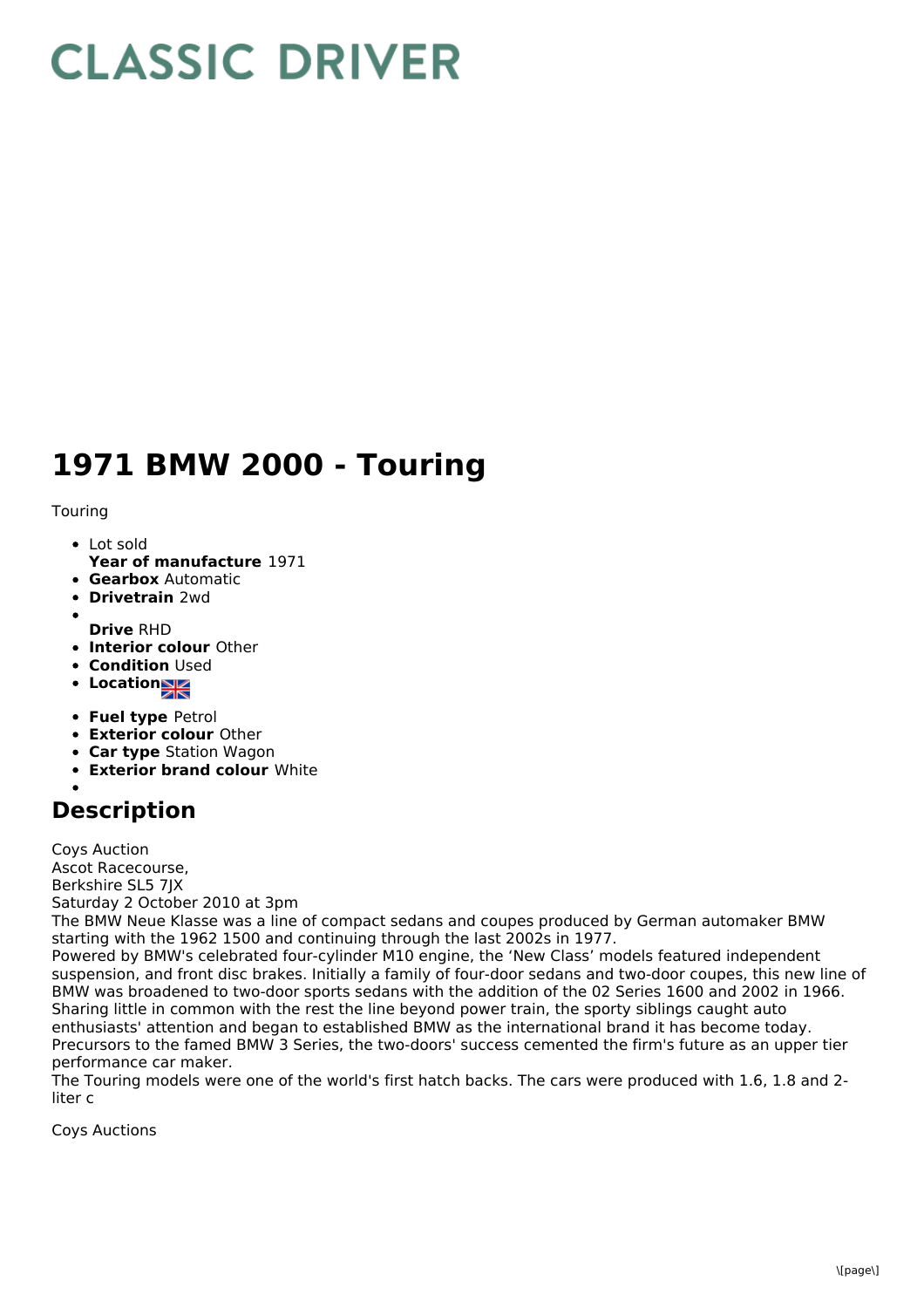# CLASSIC DRIVER

# 1971 BMW 2000 - Touring

Touring

- Lot sold
  **Year of manufacture** 1971
- **Gearbox** Automatic
- **Drivetrain** 2wd
- 
  **Drive** RHD
- **Interior colour** Other
- **Condition** Used
- **Location**
- **Fuel type** Petrol
- **Exterior colour** Other
- **Car type** Station Wagon
- **Exterior brand colour** White
- 

## Description

Coys Auction
Ascot Racecourse,
Berkshire SL5 7JX
Saturday 2 October 2010 at 3pm
The BMW Neue Klasse was a line of compact sedans and coupes produced by German automaker BMW starting with the 1962 1500 and continuing through the last 2002s in 1977.
Powered by BMW's celebrated four-cylinder M10 engine, the 'New Class' models featured independent suspension, and front disc brakes. Initially a family of four-door sedans and two-door coupes, this new line of BMW was broadened to two-door sports sedans with the addition of the 02 Series 1600 and 2002 in 1966.
Sharing little in common with the rest the line beyond power train, the sporty siblings caught auto enthusiasts' attention and began to established BMW as the international brand it has become today.
Precursors to the famed BMW 3 Series, the two-doors' success cemented the firm's future as an upper tier performance car maker.
The Touring models were one of the world's first hatch backs. The cars were produced with 1.6, 1.8 and 2-liter c

Coys Auctions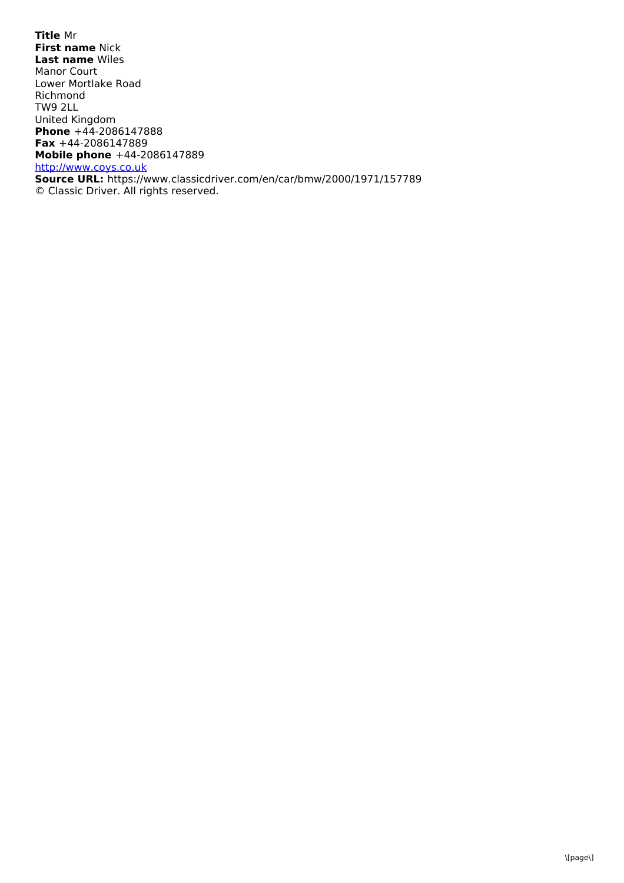**Title** Mr
**First name** Nick
**Last name** Wiles
Manor Court
Lower Mortlake Road
Richmond
TW9 2LL
United Kingdom
**Phone** +44-2086147888
**Fax** +44-2086147889
**Mobile phone** +44-2086147889
[http://www.coys.co.uk](http://www.coys.co.uk)
**Source URL:** https://www.classicdriver.com/en/car/bmw/2000/1971/157789
© Classic Driver. All rights reserved.